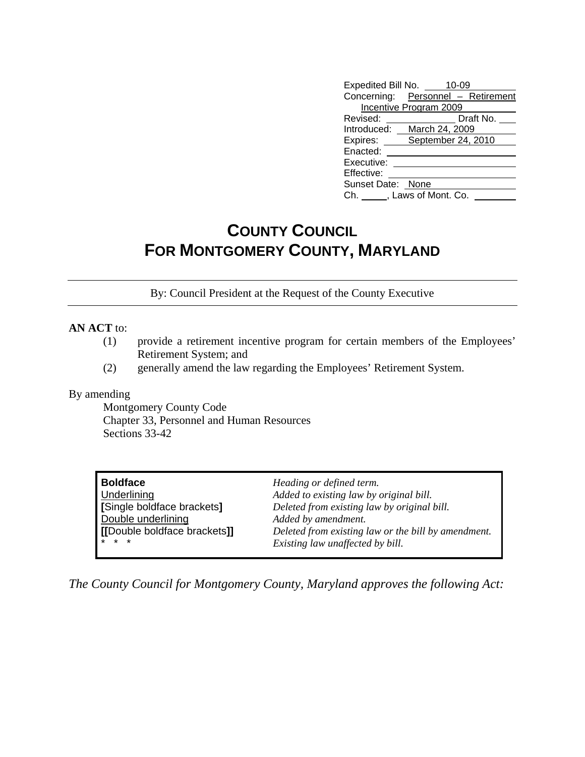Expedited Bill No. 10-09
Concerning: Personnel – Retirement Incentive Program 2009
Revised: ______________ Draft No. ___
Introduced: March 24, 2009
Expires: September 24, 2010
Enacted: ______________
Executive: ______________
Effective: ______________
Sunset Date: None
Ch. _____, Laws of Mont. Co. ________

# COUNTY COUNCIL FOR MONTGOMERY COUNTY, MARYLAND

By: Council President at the Request of the County Executive

**AN ACT** to:

(1) provide a retirement incentive program for certain members of the Employees' Retirement System; and

(2) generally amend the law regarding the Employees' Retirement System.

By amending

Montgomery County Code
Chapter 33, Personnel and Human Resources
Sections 33-42

| | |
|---|---|
| **Boldface** | *Heading or defined term.* |
| Underlining | *Added to existing law by original bill.* |
| **[**Single boldface brackets**]** | *Deleted from existing law by original bill.* |
| Double underlining | *Added by amendment.* |
| **[[**Double boldface brackets**]]** | *Deleted from existing law or the bill by amendment.* |
| * * * | *Existing law unaffected by bill.* |

*The County Council for Montgomery County, Maryland approves the following Act:*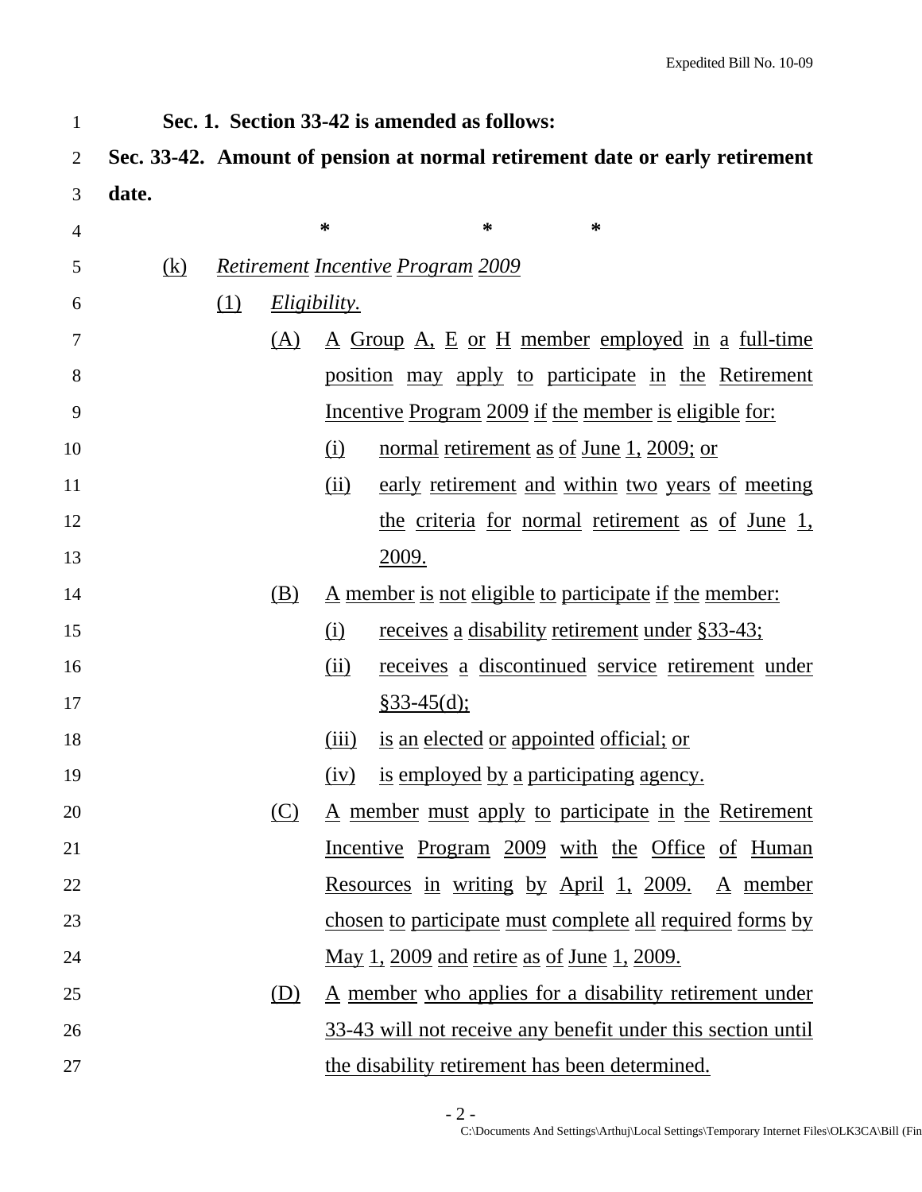**Sec. 1. Section 33-42 is amended as follows:**

**Sec. 33-42. Amount of pension at normal retirement date or early retirement date.**

\* \* \*

(k) *Retirement Incentive Program 2009*

(1) *Eligibility.*

(A) A Group A, E or H member employed in a full-time position may apply to participate in the Retirement Incentive Program 2009 if the member is eligible for:

(i) normal retirement as of June 1, 2009; or

(ii) early retirement and within two years of meeting the criteria for normal retirement as of June 1, 2009.

(B) A member is not eligible to participate if the member:

(i) receives a disability retirement under §33-43;

(ii) receives a discontinued service retirement under §33-45(d);

(iii) is an elected or appointed official; or

(iv) is employed by a participating agency.

(C) A member must apply to participate in the Retirement Incentive Program 2009 with the Office of Human Resources in writing by April 1, 2009. A member chosen to participate must complete all required forms by May 1, 2009 and retire as of June 1, 2009.

(D) A member who applies for a disability retirement under 33-43 will not receive any benefit under this section until the disability retirement has been determined.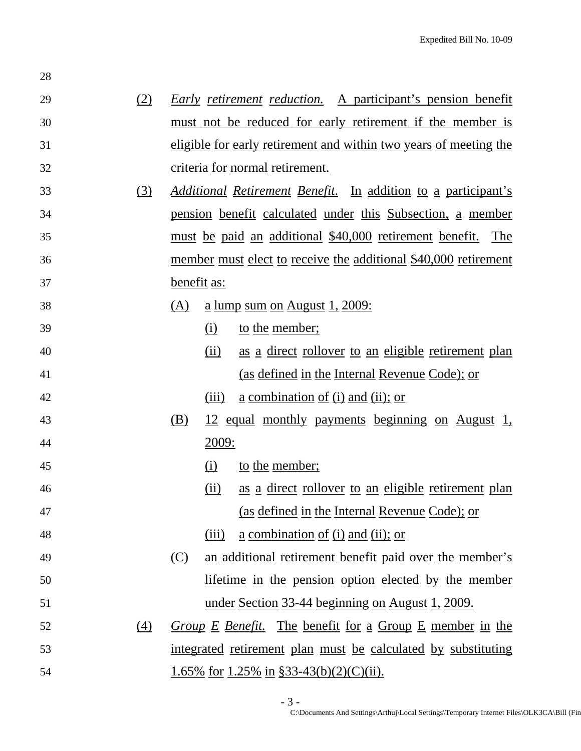(2) *Early retirement reduction.* A participant's pension benefit must not be reduced for early retirement if the member is eligible for early retirement and within two years of meeting the criteria for normal retirement.

(3) *Additional Retirement Benefit.* In addition to a participant's pension benefit calculated under this Subsection, a member must be paid an additional $40,000 retirement benefit. The member must elect to receive the additional $40,000 retirement benefit as:

- (A) a lump sum on August 1, 2009:
  - (i) to the member;
  - (ii) as a direct rollover to an eligible retirement plan (as defined in the Internal Revenue Code); or
  - (iii) a combination of (i) and (ii); or
- (B) 12 equal monthly payments beginning on August 1, 2009:
  - (i) to the member;
  - (ii) as a direct rollover to an eligible retirement plan (as defined in the Internal Revenue Code); or
  - (iii) a combination of (i) and (ii); or
- (C) an additional retirement benefit paid over the member's lifetime in the pension option elected by the member under Section 33-44 beginning on August 1, 2009.

(4) *Group E Benefit.* The benefit for a Group E member in the integrated retirement plan must be calculated by substituting 1.65% for 1.25% in §33-43(b)(2)(C)(ii).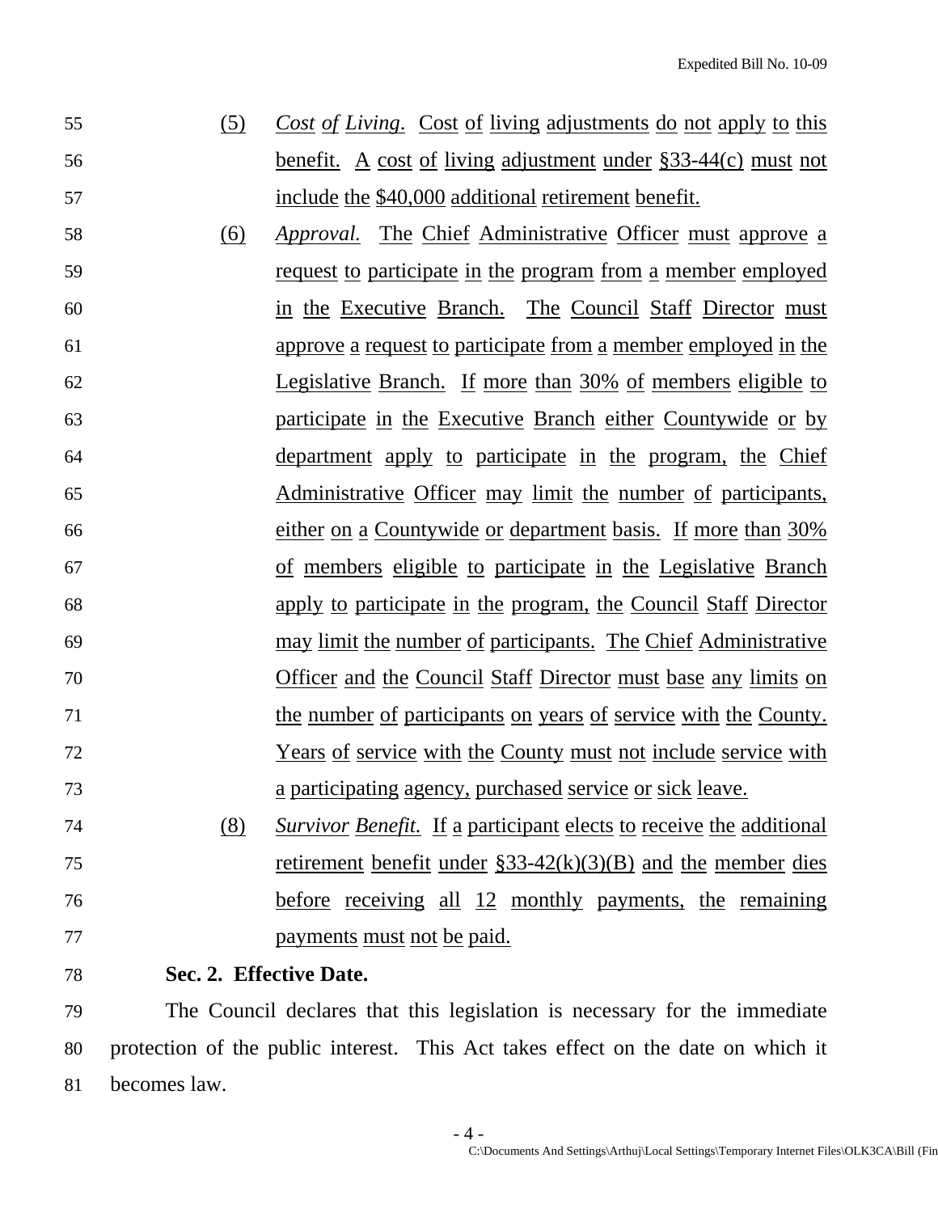(5) *Cost of Living.* Cost of living adjustments do not apply to this benefit. A cost of living adjustment under §33-44(c) must not include the $40,000 additional retirement benefit.

(6) *Approval.* The Chief Administrative Officer must approve a request to participate in the program from a member employed in the Executive Branch. The Council Staff Director must approve a request to participate from a member employed in the Legislative Branch. If more than 30% of members eligible to participate in the Executive Branch either Countywide or by department apply to participate in the program, the Chief Administrative Officer may limit the number of participants, either on a Countywide or department basis. If more than 30% of members eligible to participate in the Legislative Branch apply to participate in the program, the Council Staff Director may limit the number of participants. The Chief Administrative Officer and the Council Staff Director must base any limits on the number of participants on years of service with the County. Years of service with the County must not include service with a participating agency, purchased service or sick leave.

(8) *Survivor Benefit.* If a participant elects to receive the additional retirement benefit under §33-42(k)(3)(B) and the member dies before receiving all 12 monthly payments, the remaining payments must not be paid.

**Sec. 2. Effective Date.**

The Council declares that this legislation is necessary for the immediate protection of the public interest. This Act takes effect on the date on which it becomes law.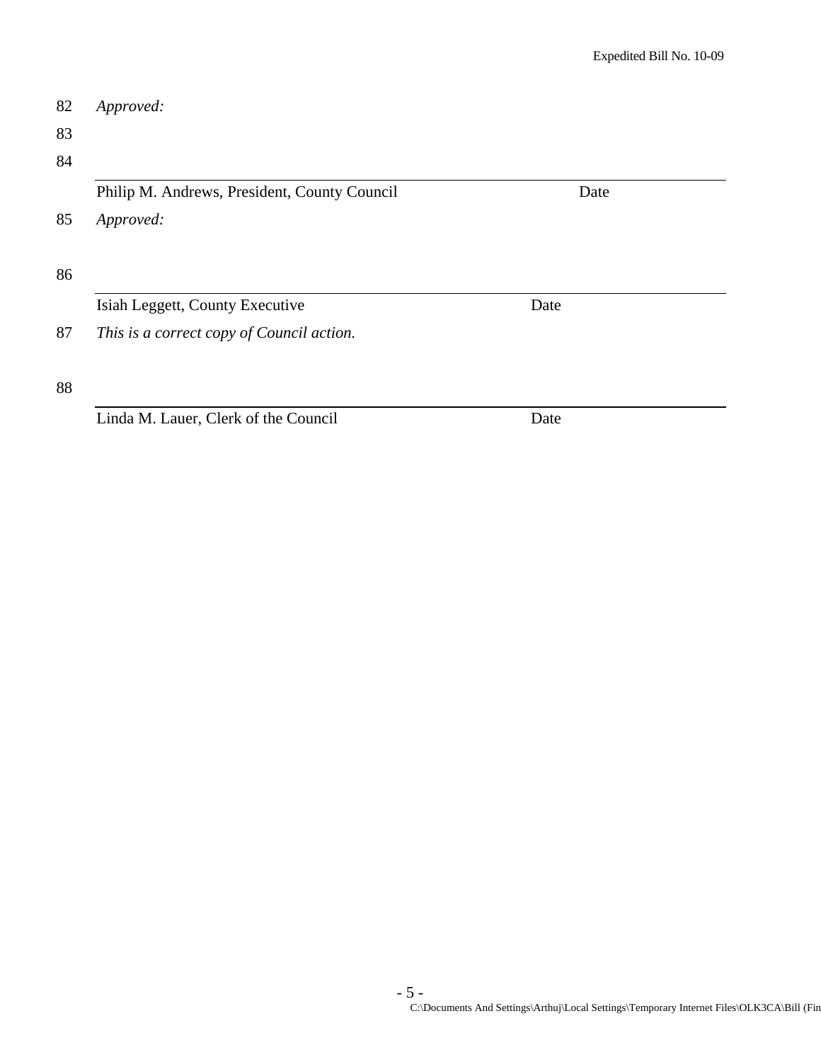82 *Approved:*

83

84

Philip M. Andrews, President, County Council Date

85 *Approved:*

86

Isiah Leggett, County Executive Date

87 *This is a correct copy of Council action.*

88

Linda M. Lauer, Clerk of the Council Date

C:\Documents And Settings\Arthuj\Local Settings\Temporary Internet Files\OLK3CA\Bill (Fin